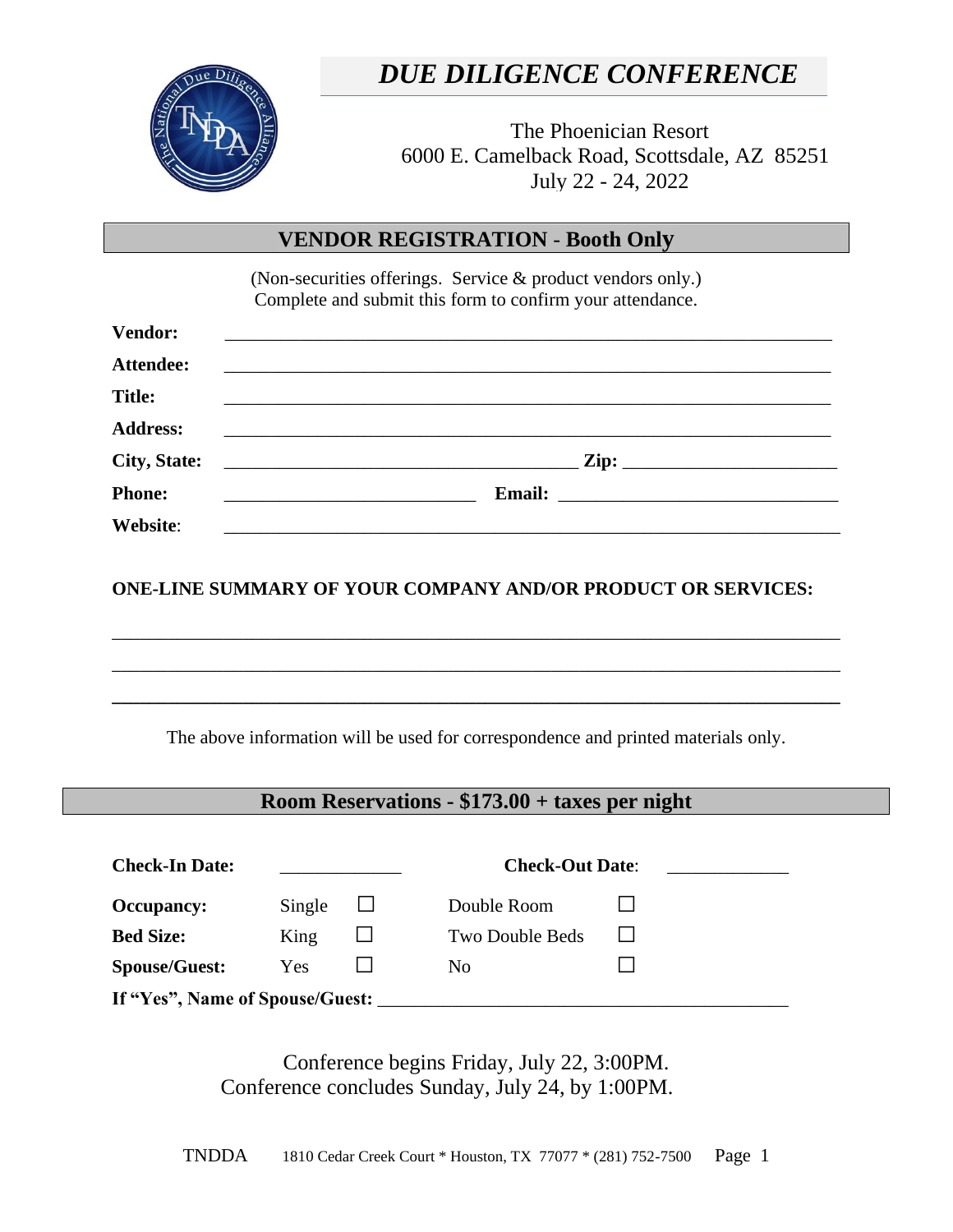# *DUE DILIGENCE CONFERENCE*

The Phoenician Resort
6000 E. Camelback Road, Scottsdale, AZ 85251
July 22 - 24, 2022

## VENDOR REGISTRATION - Booth Only

(Non-securities offerings. Service & product vendors only.)
Complete and submit this form to confirm your attendance.

**Vendor:** ____________________________________________

**Attendee:** ____________________________________________

**Title:** ____________________________________________

**Address:** ____________________________________________

**City, State:** ______________________________ **Zip:** ________________

**Phone:** ____________________ **Email:** ______________________

**Website**: ____________________________________________

**ONE-LINE SUMMARY OF YOUR COMPANY AND/OR PRODUCT OR SERVICES:**

____________________________________________________________

____________________________________________________________

____________________________________________________________

The above information will be used for correspondence and printed materials only.

## Room Reservations - $173.00 + taxes per night

| | | | | |
|---|---|---|---|---|
| **Check-In Date:** | __________ | | **Check-Out Date**: | __________ |
| **Occupancy:** | Single | ☐ | Double Room | ☐ |
| **Bed Size:** | King | ☐ | Two Double Beds | ☐ |
| **Spouse/Guest:** | Yes | ☐ | No | ☐ |

**If "Yes", Name of Spouse/Guest:** ________________________________

Conference begins Friday, July 22, 3:00PM.
Conference concludes Sunday, July 24, by 1:00PM.

TNDDA 1810 Cedar Creek Court * Houston, TX 77077 * (281) 752-7500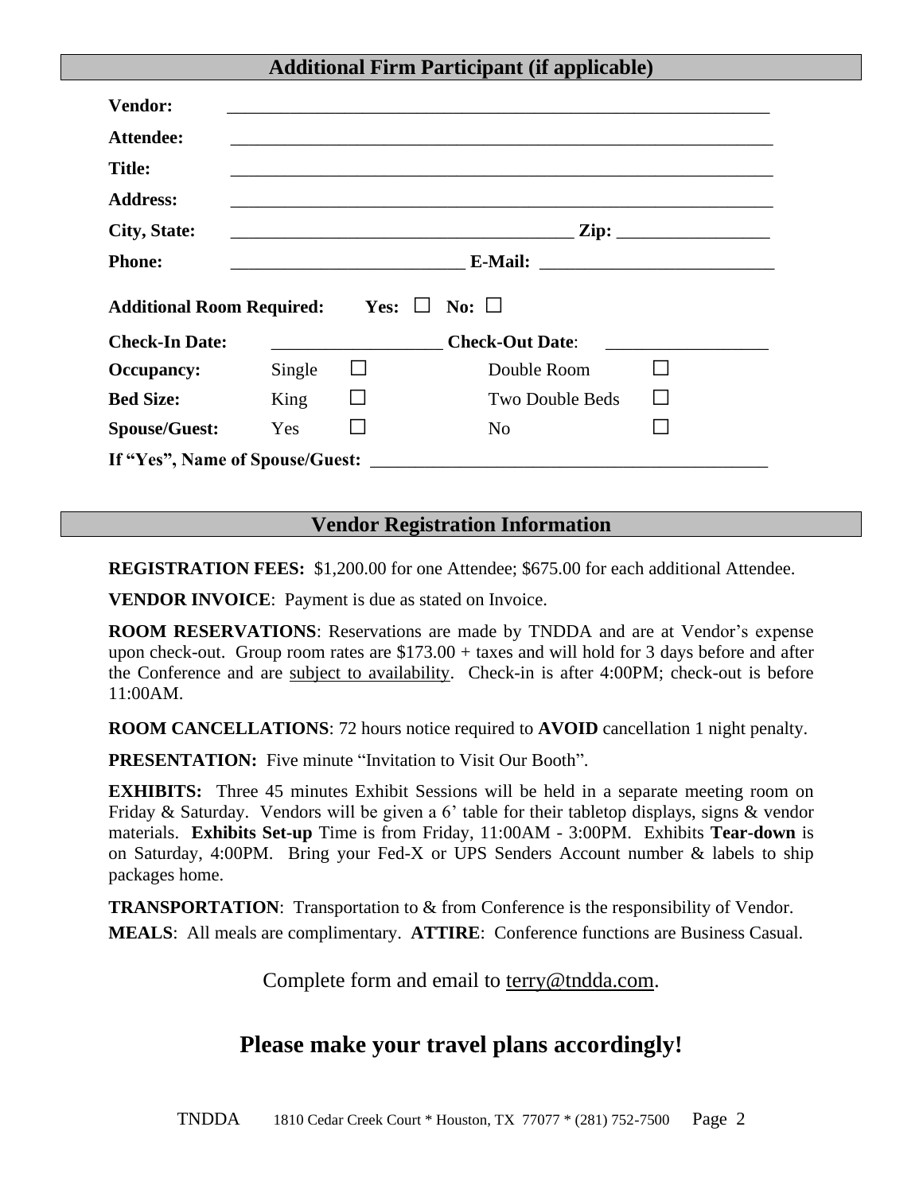## Additional Firm Participant (if applicable)

**Vendor:** ____________________________________________________________

**Attendee:** ____________________________________________________________

**Title:** ____________________________________________________________

**Address:** ____________________________________________________________

**City, State:** ______________________________________ **Zip:** _________________

**Phone:** __________________________ **E-Mail:** __________________________

**Additional Room Required:** **Yes:** ☐ **No:** ☐

| | | | | |
|---|---|---|---|---|
| **Check-In Date:** | ___________________ | | **Check-Out Date**: | __________________ |
| **Occupancy:** | Single | ☐ | Double Room | ☐ |
| **Bed Size:** | King | ☐ | Two Double Beds | ☐ |
| **Spouse/Guest:** | Yes | ☐ | No | ☐ |

**If "Yes", Name of Spouse/Guest:** ____________________________________________

## Vendor Registration Information

**REGISTRATION FEES:** $1,200.00 for one Attendee; $675.00 for each additional Attendee.

**VENDOR INVOICE**: Payment is due as stated on Invoice.

**ROOM RESERVATIONS**: Reservations are made by TNDDA and are at Vendor's expense upon check-out. Group room rates are $173.00 + taxes and will hold for 3 days before and after the Conference and are <u>subject to availability</u>. Check-in is after 4:00PM; check-out is before 11:00AM.

**ROOM CANCELLATIONS**: 72 hours notice required to **AVOID** cancellation 1 night penalty.

**PRESENTATION:** Five minute "Invitation to Visit Our Booth".

**EXHIBITS:** Three 45 minutes Exhibit Sessions will be held in a separate meeting room on Friday & Saturday. Vendors will be given a 6' table for their tabletop displays, signs & vendor materials. **Exhibits Set-up** Time is from Friday, 11:00AM - 3:00PM. Exhibits **Tear-down** is on Saturday, 4:00PM. Bring your Fed-X or UPS Senders Account number & labels to ship packages home.

**TRANSPORTATION**: Transportation to & from Conference is the responsibility of Vendor.

**MEALS**: All meals are complimentary. **ATTIRE**: Conference functions are Business Casual.

Complete form and email to terry@tndda.com.

## Please make your travel plans accordingly!

TNDDA 1810 Cedar Creek Court * Houston, TX 77077 * (281) 752-7500